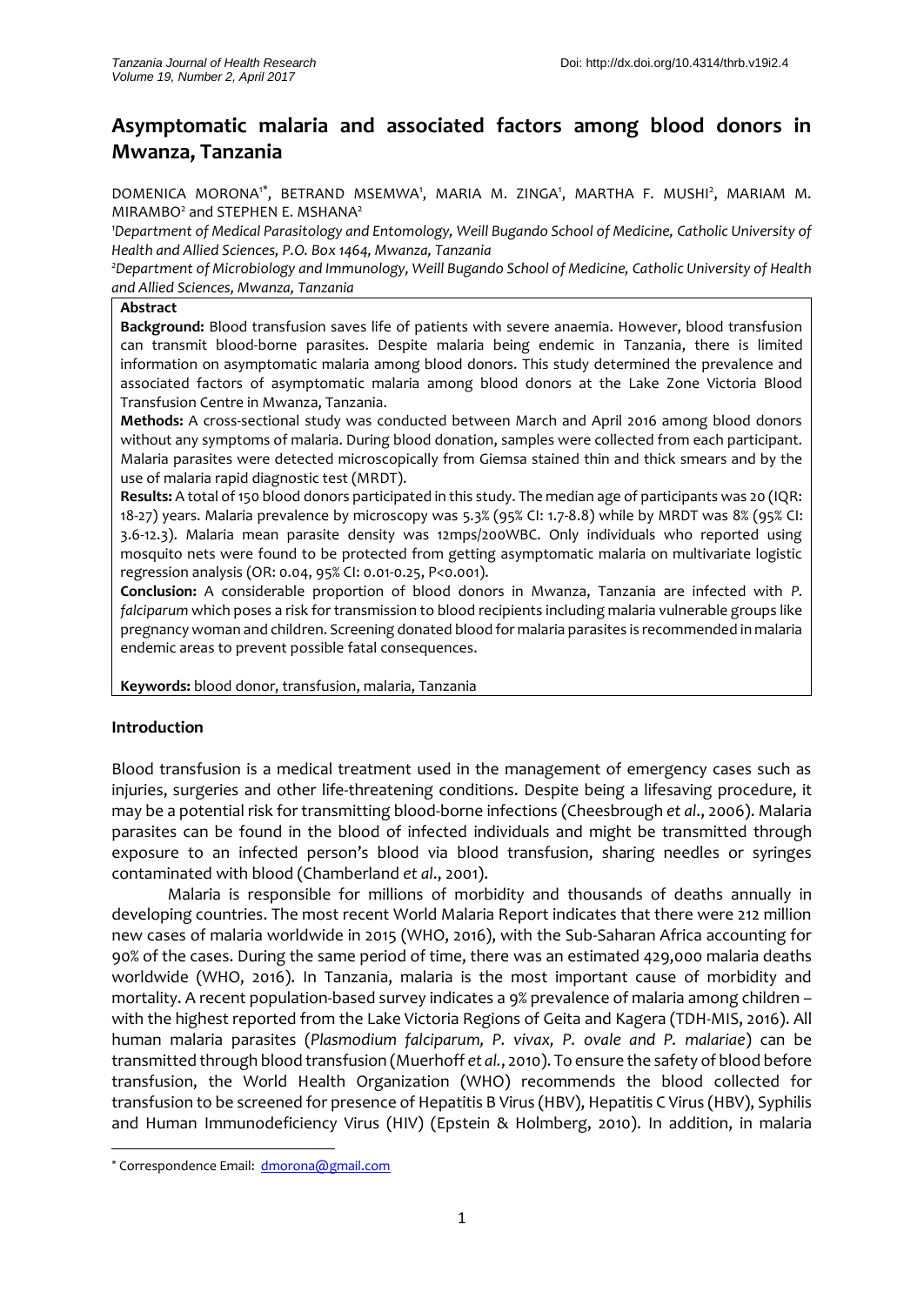# Asymptomatic malaria and associated factors among blood donors in Mwanza, Tanzania

DOMENICA MORONA[1*], BETRAND MSEMWA[1], MARIA M. ZINGA[1], MARTHA F. MUSHI[2], MARIAM M. MIRAMBO[2] and STEPHEN E. MSHANA[2]

[1]*Department of Medical Parasitology and Entomology, Weill Bugando School of Medicine, Catholic University of Health and Allied Sciences, P.O. Box 1464, Mwanza, Tanzania*

[2]*Department of Microbiology and Immunology, Weill Bugando School of Medicine, Catholic University of Health and Allied Sciences, Mwanza, Tanzania*

**Abstract**

**Background:** Blood transfusion saves life of patients with severe anaemia. However, blood transfusion can transmit blood-borne parasites. Despite malaria being endemic in Tanzania, there is limited information on asymptomatic malaria among blood donors. This study determined the prevalence and associated factors of asymptomatic malaria among blood donors at the Lake Zone Victoria Blood Transfusion Centre in Mwanza, Tanzania.

**Methods:** A cross-sectional study was conducted between March and April 2016 among blood donors without any symptoms of malaria. During blood donation, samples were collected from each participant. Malaria parasites were detected microscopically from Giemsa stained thin and thick smears and by the use of malaria rapid diagnostic test (MRDT).

**Results:** A total of 150 blood donors participated in this study. The median age of participants was 20 (IQR: 18-27) years. Malaria prevalence by microscopy was 5.3% (95% CI: 1.7-8.8) while by MRDT was 8% (95% CI: 3.6-12.3). Malaria mean parasite density was 12mps/200WBC. Only individuals who reported using mosquito nets were found to be protected from getting asymptomatic malaria on multivariate logistic regression analysis (OR: 0.04, 95% CI: 0.01-0.25, P<0.001).

**Conclusion:** A considerable proportion of blood donors in Mwanza, Tanzania are infected with *P. falciparum* which poses a risk for transmission to blood recipients including malaria vulnerable groups like pregnancy woman and children. Screening donated blood for malaria parasites is recommended in malaria endemic areas to prevent possible fatal consequences.

**Keywords:** blood donor, transfusion, malaria, Tanzania

## Introduction

Blood transfusion is a medical treatment used in the management of emergency cases such as injuries, surgeries and other life-threatening conditions. Despite being a lifesaving procedure, it may be a potential risk for transmitting blood-borne infections (Cheesbrough *et al*., 2006). Malaria parasites can be found in the blood of infected individuals and might be transmitted through exposure to an infected person's blood via blood transfusion, sharing needles or syringes contaminated with blood (Chamberland *et al*., 2001).

Malaria is responsible for millions of morbidity and thousands of deaths annually in developing countries. The most recent World Malaria Report indicates that there were 212 million new cases of malaria worldwide in 2015 (WHO, 2016), with the Sub-Saharan Africa accounting for 90% of the cases. During the same period of time, there was an estimated 429,000 malaria deaths worldwide (WHO, 2016). In Tanzania, malaria is the most important cause of morbidity and mortality. A recent population-based survey indicates a 9% prevalence of malaria among children – with the highest reported from the Lake Victoria Regions of Geita and Kagera (TDH-MIS, 2016). All human malaria parasites (*Plasmodium falciparum, P. vivax, P. ovale and P. malariae*) can be transmitted through blood transfusion (Muerhoff *et al.*, 2010). To ensure the safety of blood before transfusion, the World Health Organization (WHO) recommends the blood collected for transfusion to be screened for presence of Hepatitis B Virus (HBV), Hepatitis C Virus (HBV), Syphilis and Human Immunodeficiency Virus (HIV) (Epstein & Holmberg, 2010). In addition, in malaria

* Correspondence Email: dmorona@gmail.com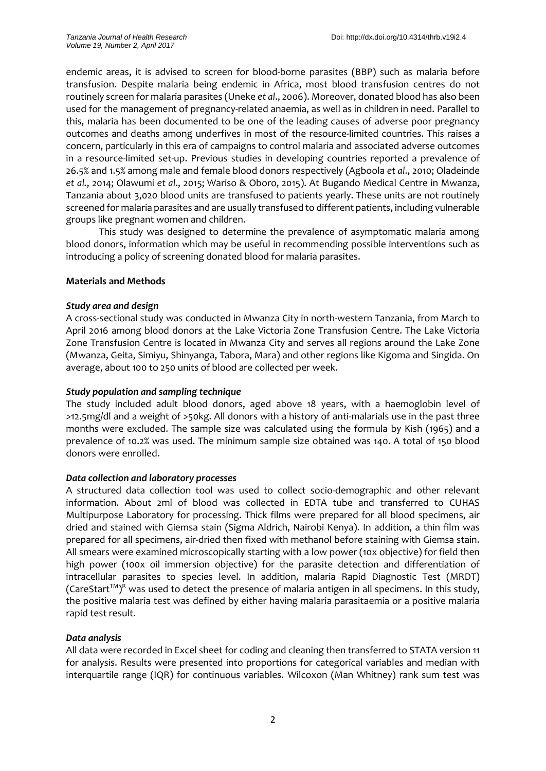endemic areas, it is advised to screen for blood-borne parasites (BBP) such as malaria before transfusion. Despite malaria being endemic in Africa, most blood transfusion centres do not routinely screen for malaria parasites (Uneke *et al*., 2006). Moreover, donated blood has also been used for the management of pregnancy-related anaemia, as well as in children in need. Parallel to this, malaria has been documented to be one of the leading causes of adverse poor pregnancy outcomes and deaths among underfives in most of the resource-limited countries. This raises a concern, particularly in this era of campaigns to control malaria and associated adverse outcomes in a resource-limited set-up. Previous studies in developing countries reported a prevalence of 26.5% and 1.5% among male and female blood donors respectively (Agboola *et al*., 2010; Oladeinde *et al*., 2014; Olawumi *et al*., 2015; Wariso & Oboro, 2015). At Bugando Medical Centre in Mwanza, Tanzania about 3,020 blood units are transfused to patients yearly. These units are not routinely screened for malaria parasites and are usually transfused to different patients, including vulnerable groups like pregnant women and children.

This study was designed to determine the prevalence of asymptomatic malaria among blood donors, information which may be useful in recommending possible interventions such as introducing a policy of screening donated blood for malaria parasites.

## Materials and Methods

### *Study area and design*

A cross-sectional study was conducted in Mwanza City in north-western Tanzania, from March to April 2016 among blood donors at the Lake Victoria Zone Transfusion Centre. The Lake Victoria Zone Transfusion Centre is located in Mwanza City and serves all regions around the Lake Zone (Mwanza, Geita, Simiyu, Shinyanga, Tabora, Mara) and other regions like Kigoma and Singida. On average, about 100 to 250 units of blood are collected per week.

### *Study population and sampling technique*

The study included adult blood donors, aged above 18 years, with a haemoglobin level of >12.5mg/dl and a weight of >50kg. All donors with a history of anti-malarials use in the past three months were excluded. The sample size was calculated using the formula by Kish (1965) and a prevalence of 10.2% was used. The minimum sample size obtained was 140. A total of 150 blood donors were enrolled.

### *Data collection and laboratory processes*

A structured data collection tool was used to collect socio-demographic and other relevant information. About 2ml of blood was collected in EDTA tube and transferred to CUHAS Multipurpose Laboratory for processing. Thick films were prepared for all blood specimens, air dried and stained with Giemsa stain (Sigma Aldrich, Nairobi Kenya). In addition, a thin film was prepared for all specimens, air-dried then fixed with methanol before staining with Giemsa stain. All smears were examined microscopically starting with a low power (10x objective) for field then high power (100x oil immersion objective) for the parasite detection and differentiation of intracellular parasites to species level. In addition, malaria Rapid Diagnostic Test (MRDT) (CareStart™)® was used to detect the presence of malaria antigen in all specimens. In this study, the positive malaria test was defined by either having malaria parasitaemia or a positive malaria rapid test result.

### *Data analysis*

All data were recorded in Excel sheet for coding and cleaning then transferred to STATA version 11 for analysis. Results were presented into proportions for categorical variables and median with interquartile range (IQR) for continuous variables. Wilcoxon (Man Whitney) rank sum test was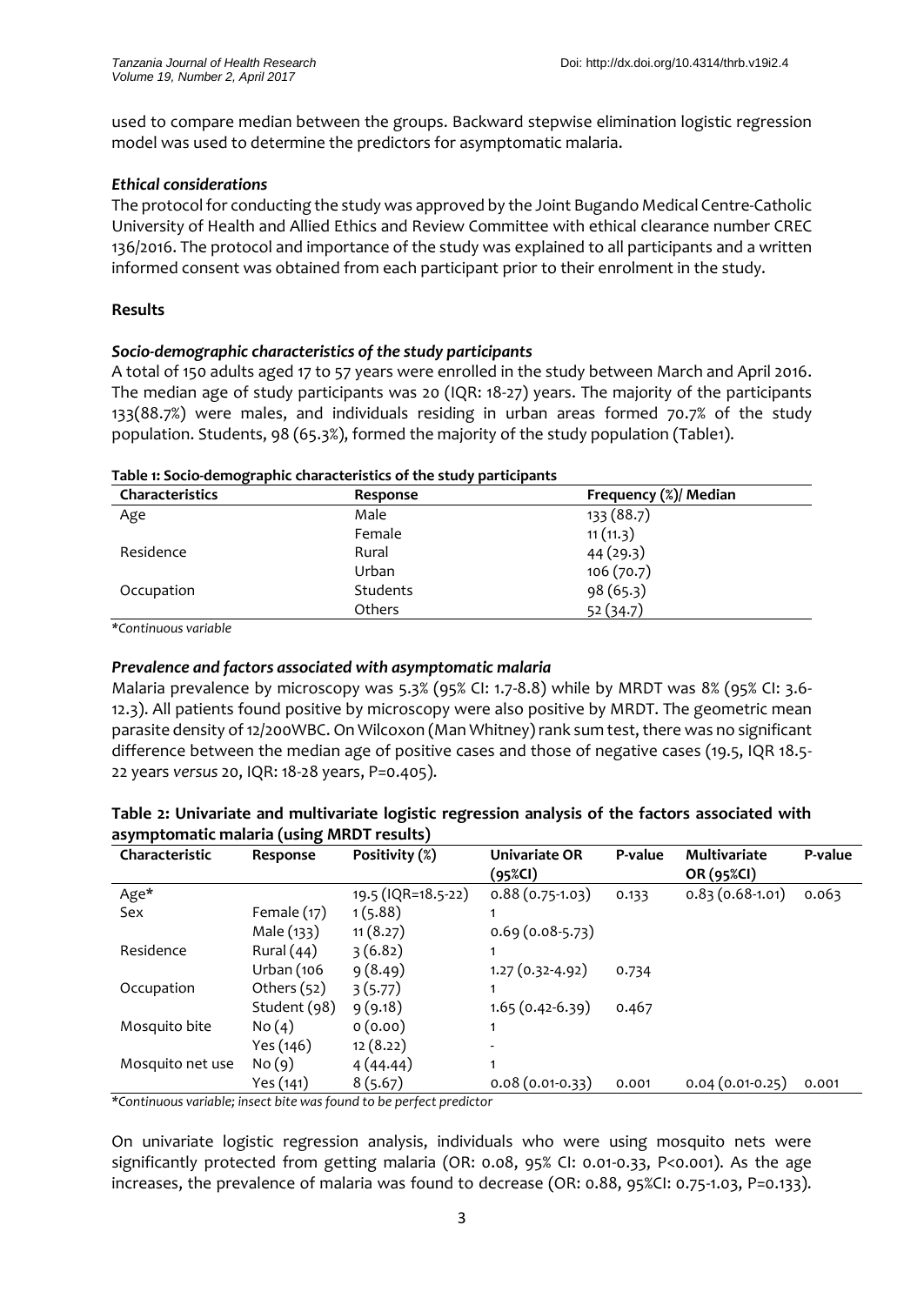used to compare median between the groups. Backward stepwise elimination logistic regression model was used to determine the predictors for asymptomatic malaria.

### *Ethical considerations*

The protocol for conducting the study was approved by the Joint Bugando Medical Centre-Catholic University of Health and Allied Ethics and Review Committee with ethical clearance number CREC 136/2016. The protocol and importance of the study was explained to all participants and a written informed consent was obtained from each participant prior to their enrolment in the study.

## **Results**

### *Socio-demographic characteristics of the study participants*

A total of 150 adults aged 17 to 57 years were enrolled in the study between March and April 2016. The median age of study participants was 20 (IQR: 18-27) years. The majority of the participants 133(88.7%) were males, and individuals residing in urban areas formed 70.7% of the study population. Students, 98 (65.3%), formed the majority of the study population (Table1).

**Table 1: Socio-demographic characteristics of the study participants**

| Characteristics | Response | Frequency (%)/ Median |
|---|---|---|
| Age | Male | 133 (88.7) |
| | Female | 11 (11.3) |
| Residence | Rural | 44 (29.3) |
| | Urban | 106 (70.7) |
| Occupation | Students | 98 (65.3) |
| | Others | 52 (34.7) |

*\*Continuous variable*

### *Prevalence and factors associated with asymptomatic malaria*

Malaria prevalence by microscopy was 5.3% (95% CI: 1.7-8.8) while by MRDT was 8% (95% CI: 3.6-12.3). All patients found positive by microscopy were also positive by MRDT. The geometric mean parasite density of 12/200WBC. On Wilcoxon (Man Whitney) rank sum test, there was no significant difference between the median age of positive cases and those of negative cases (19.5, IQR 18.5-22 years *versus* 20, IQR: 18-28 years, P=0.405).

**Table 2: Univariate and multivariate logistic regression analysis of the factors associated with asymptomatic malaria (using MRDT results)**

| Characteristic | Response | Positivity (%) | Univariate OR (95%CI) | P-value | Multivariate OR (95%CI) | P-value |
|---|---|---|---|---|---|---|
| Age* | | 19.5 (IQR=18.5-22) | 0.88 (0.75-1.03) | 0.133 | 0.83 (0.68-1.01) | 0.063 |
| Sex | Female (17) | 1 (5.88) | 1 | | | |
| | Male (133) | 11 (8.27) | 0.69 (0.08-5.73) | | | |
| Residence | Rural (44) | 3 (6.82) | 1 | | | |
| | Urban (106 | 9 (8.49) | 1.27 (0.32-4.92) | 0.734 | | |
| Occupation | Others (52) | 3 (5.77) | 1 | | | |
| | Student (98) | 9 (9.18) | 1.65 (0.42-6.39) | 0.467 | | |
| Mosquito bite | No (4) | 0 (0.00) | 1 | | | |
| | Yes (146) | 12 (8.22) | - | | | |
| Mosquito net use | No (9) | 4 (44.44) | 1 | | | |
| | Yes (141) | 8 (5.67) | 0.08 (0.01-0.33) | 0.001 | 0.04 (0.01-0.25) | 0.001 |

*\*Continuous variable; insect bite was found to be perfect predictor*

On univariate logistic regression analysis, individuals who were using mosquito nets were significantly protected from getting malaria (OR: 0.08, 95% CI: 0.01-0.33, P<0.001). As the age increases, the prevalence of malaria was found to decrease (OR: 0.88, 95%CI: 0.75-1.03, P=0.133).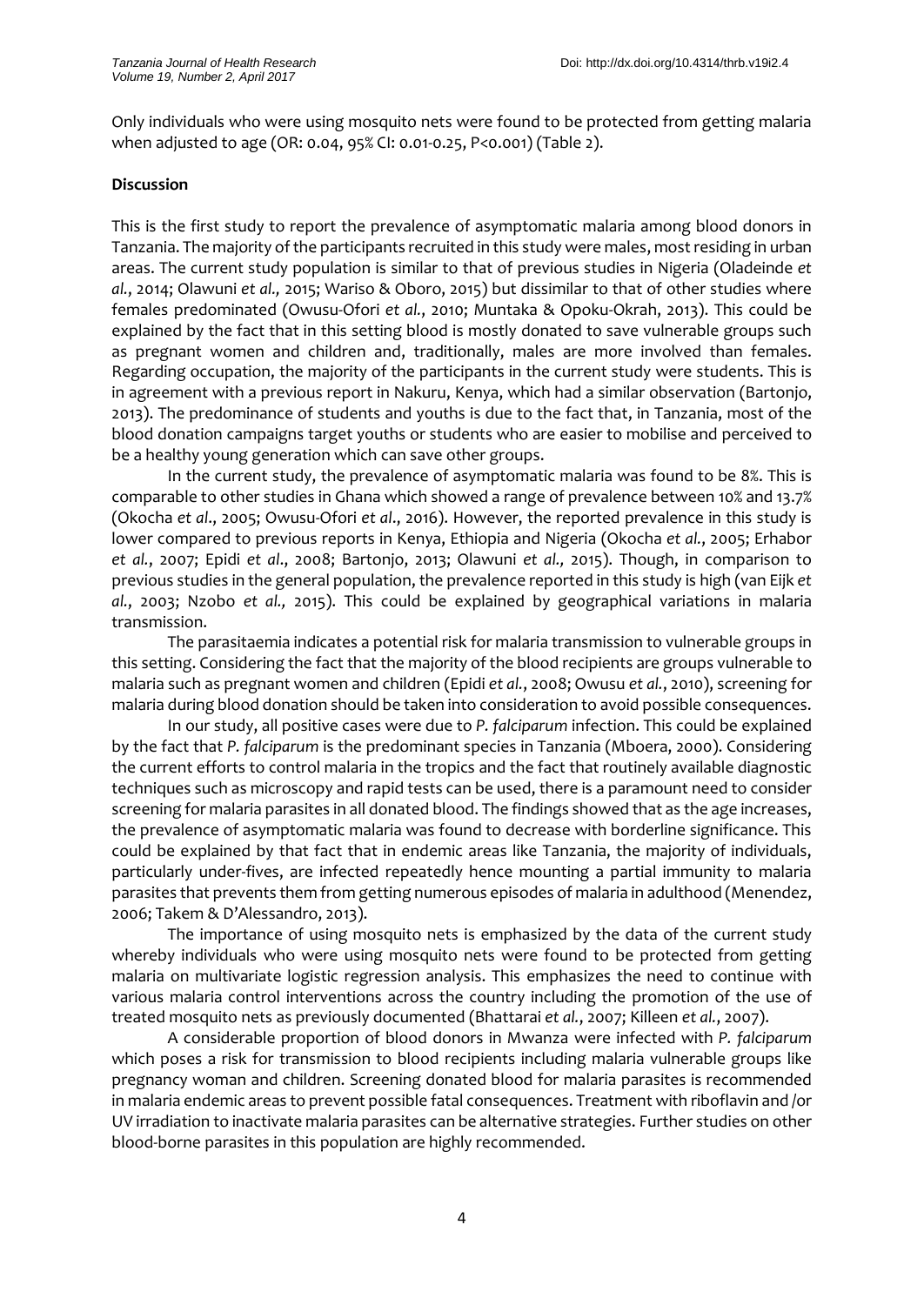Only individuals who were using mosquito nets were found to be protected from getting malaria when adjusted to age (OR: 0.04, 95% CI: 0.01-0.25, P<0.001) (Table 2).

**Discussion**

This is the first study to report the prevalence of asymptomatic malaria among blood donors in Tanzania. The majority of the participants recruited in this study were males, most residing in urban areas. The current study population is similar to that of previous studies in Nigeria (Oladeinde *et al.*, 2014; Olawuni *et al.,* 2015; Wariso & Oboro, 2015) but dissimilar to that of other studies where females predominated (Owusu-Ofori *et al.*, 2010; Muntaka & Opoku-Okrah, 2013). This could be explained by the fact that in this setting blood is mostly donated to save vulnerable groups such as pregnant women and children and, traditionally, males are more involved than females. Regarding occupation, the majority of the participants in the current study were students. This is in agreement with a previous report in Nakuru, Kenya, which had a similar observation (Bartonjo, 2013). The predominance of students and youths is due to the fact that, in Tanzania, most of the blood donation campaigns target youths or students who are easier to mobilise and perceived to be a healthy young generation which can save other groups.

In the current study, the prevalence of asymptomatic malaria was found to be 8%. This is comparable to other studies in Ghana which showed a range of prevalence between 10% and 13.7% (Okocha *et al*., 2005; Owusu-Ofori *et al*., 2016). However, the reported prevalence in this study is lower compared to previous reports in Kenya, Ethiopia and Nigeria (Okocha *et al.*, 2005; Erhabor *et al.*, 2007; Epidi *et al*., 2008; Bartonjo, 2013; Olawuni *et al.,* 2015). Though, in comparison to previous studies in the general population, the prevalence reported in this study is high (van Eijk *et al.*, 2003; Nzobo *et al.,* 2015). This could be explained by geographical variations in malaria transmission.

The parasitaemia indicates a potential risk for malaria transmission to vulnerable groups in this setting. Considering the fact that the majority of the blood recipients are groups vulnerable to malaria such as pregnant women and children (Epidi *et al.*, 2008; Owusu *et al.*, 2010), screening for malaria during blood donation should be taken into consideration to avoid possible consequences.

In our study, all positive cases were due to *P. falciparum* infection. This could be explained by the fact that *P. falciparum* is the predominant species in Tanzania (Mboera, 2000). Considering the current efforts to control malaria in the tropics and the fact that routinely available diagnostic techniques such as microscopy and rapid tests can be used, there is a paramount need to consider screening for malaria parasites in all donated blood. The findings showed that as the age increases, the prevalence of asymptomatic malaria was found to decrease with borderline significance. This could be explained by that fact that in endemic areas like Tanzania, the majority of individuals, particularly under-fives, are infected repeatedly hence mounting a partial immunity to malaria parasites that prevents them from getting numerous episodes of malaria in adulthood (Menendez, 2006; Takem & D'Alessandro, 2013).

The importance of using mosquito nets is emphasized by the data of the current study whereby individuals who were using mosquito nets were found to be protected from getting malaria on multivariate logistic regression analysis. This emphasizes the need to continue with various malaria control interventions across the country including the promotion of the use of treated mosquito nets as previously documented (Bhattarai *et al.*, 2007; Killeen *et al.*, 2007).

A considerable proportion of blood donors in Mwanza were infected with *P. falciparum* which poses a risk for transmission to blood recipients including malaria vulnerable groups like pregnancy woman and children. Screening donated blood for malaria parasites is recommended in malaria endemic areas to prevent possible fatal consequences. Treatment with riboflavin and /or UV irradiation to inactivate malaria parasites can be alternative strategies. Further studies on other blood-borne parasites in this population are highly recommended.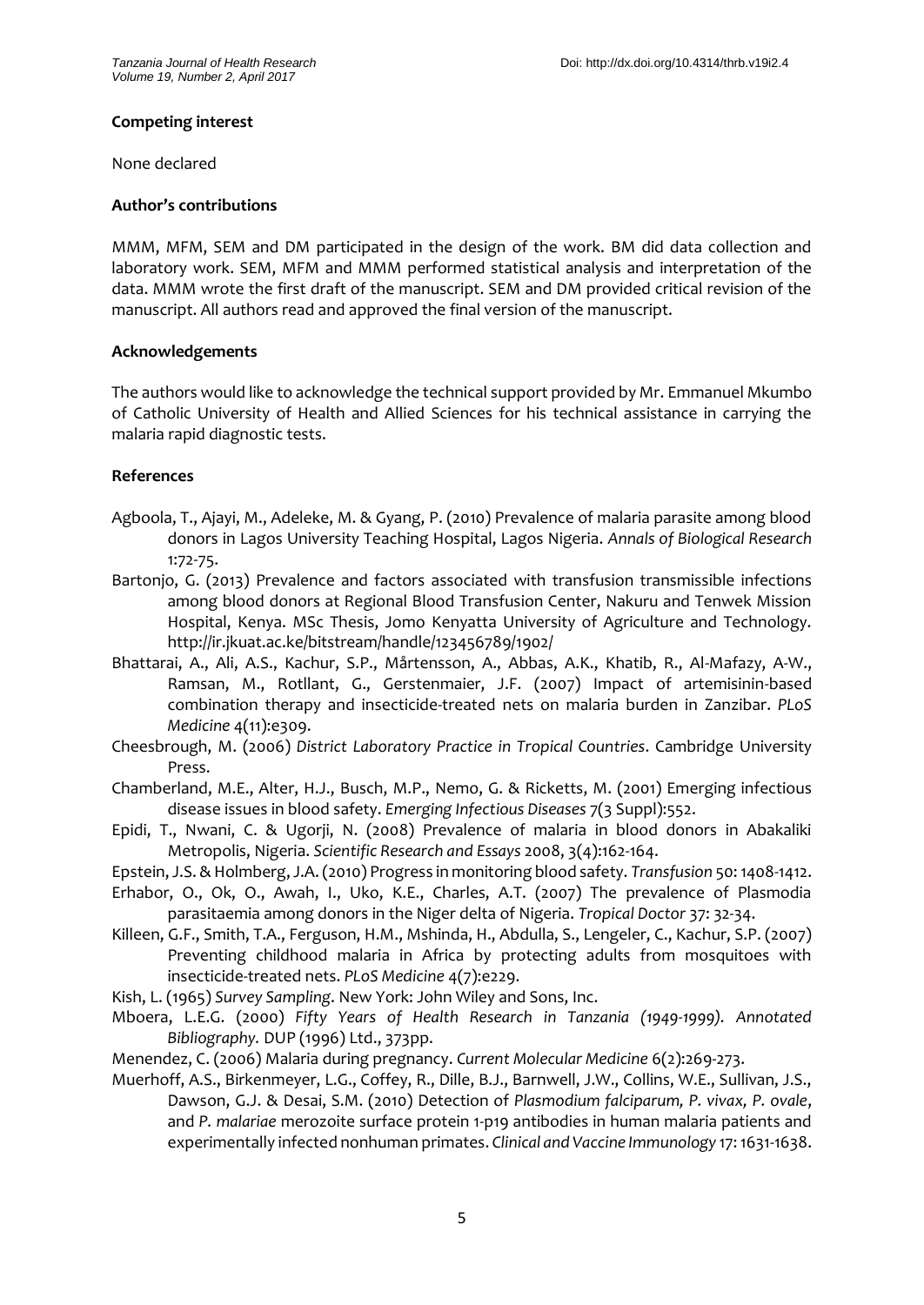**Competing interest**

None declared

**Author's contributions**

MMM, MFM, SEM and DM participated in the design of the work. BM did data collection and laboratory work. SEM, MFM and MMM performed statistical analysis and interpretation of the data. MMM wrote the first draft of the manuscript. SEM and DM provided critical revision of the manuscript. All authors read and approved the final version of the manuscript.

**Acknowledgements**

The authors would like to acknowledge the technical support provided by Mr. Emmanuel Mkumbo of Catholic University of Health and Allied Sciences for his technical assistance in carrying the malaria rapid diagnostic tests.

**References**

Agboola, T., Ajayi, M., Adeleke, M. & Gyang, P. (2010) Prevalence of malaria parasite among blood donors in Lagos University Teaching Hospital, Lagos Nigeria. *Annals of Biological Research* 1:72-75.

Bartonjo, G. (2013) Prevalence and factors associated with transfusion transmissible infections among blood donors at Regional Blood Transfusion Center, Nakuru and Tenwek Mission Hospital, Kenya. MSc Thesis, Jomo Kenyatta University of Agriculture and Technology. http://ir.jkuat.ac.ke/bitstream/handle/123456789/1902/

Bhattarai, A., Ali, A.S., Kachur, S.P., Mårtensson, A., Abbas, A.K., Khatib, R., Al-Mafazy, A-W., Ramsan, M., Rotllant, G., Gerstenmaier, J.F. (2007) Impact of artemisinin-based combination therapy and insecticide-treated nets on malaria burden in Zanzibar. *PLoS Medicine* 4(11):e309.

Cheesbrough, M. (2006) *District Laboratory Practice in Tropical Countries*. Cambridge University Press.

Chamberland, M.E., Alter, H.J., Busch, M.P., Nemo, G. & Ricketts, M. (2001) Emerging infectious disease issues in blood safety. *Emerging Infectious Diseases* 7(3 Suppl):552.

Epidi, T., Nwani, C. & Ugorji, N. (2008) Prevalence of malaria in blood donors in Abakaliki Metropolis, Nigeria. *Scientific Research and Essays* 2008, 3(4):162-164.

Epstein, J.S. & Holmberg, J.A. (2010) Progress in monitoring blood safety. *Transfusion* 50: 1408-1412.

Erhabor, O., Ok, O., Awah, I., Uko, K.E., Charles, A.T. (2007) The prevalence of Plasmodia parasitaemia among donors in the Niger delta of Nigeria. *Tropical Doctor* 37: 32-34.

Killeen, G.F., Smith, T.A., Ferguson, H.M., Mshinda, H., Abdulla, S., Lengeler, C., Kachur, S.P. (2007) Preventing childhood malaria in Africa by protecting adults from mosquitoes with insecticide-treated nets. *PLoS Medicine* 4(7):e229.

Kish, L. (1965) *Survey Sampling*. New York: John Wiley and Sons, Inc.

Mboera, L.E.G. (2000) *Fifty Years of Health Research in Tanzania (1949-1999). Annotated Bibliography.* DUP (1996) Ltd., 373pp.

Menendez, C. (2006) Malaria during pregnancy. *Current Molecular Medicine* 6(2):269-273.

Muerhoff, A.S., Birkenmeyer, L.G., Coffey, R., Dille, B.J., Barnwell, J.W., Collins, W.E., Sullivan, J.S., Dawson, G.J. & Desai, S.M. (2010) Detection of *Plasmodium falciparum, P. vivax, P. ovale*, and *P. malariae* merozoite surface protein 1-p19 antibodies in human malaria patients and experimentally infected nonhuman primates. *Clinical and Vaccine Immunology* 17: 1631-1638.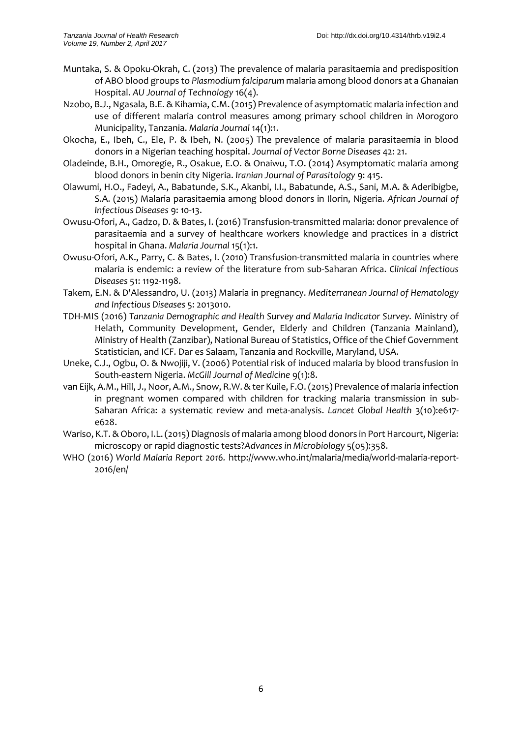Muntaka, S. & Opoku-Okrah, C. (2013) The prevalence of malaria parasitaemia and predisposition of ABO blood groups to *Plasmodium falciparum* malaria among blood donors at a Ghanaian Hospital. *AU Journal of Technology* 16(4).

Nzobo, B.J., Ngasala, B.E. & Kihamia, C.M. (2015) Prevalence of asymptomatic malaria infection and use of different malaria control measures among primary school children in Morogoro Municipality, Tanzania. *Malaria Journal* 14(1):1.

Okocha, E., Ibeh, C., Ele, P. & Ibeh, N. (2005) The prevalence of malaria parasitaemia in blood donors in a Nigerian teaching hospital. *Journal of Vector Borne Diseases* 42: 21.

Oladeinde, B.H., Omoregie, R., Osakue, E.O. & Onaiwu, T.O. (2014) Asymptomatic malaria among blood donors in benin city Nigeria. *Iranian Journal of Parasitology* 9: 415.

Olawumi, H.O., Fadeyi, A., Babatunde, S.K., Akanbi, I.I., Babatunde, A.S., Sani, M.A. & Aderibigbe, S.A. (2015) Malaria parasitaemia among blood donors in Ilorin, Nigeria. *African Journal of Infectious Diseases* 9: 10-13.

Owusu-Ofori, A., Gadzo, D. & Bates, I. (2016) Transfusion-transmitted malaria: donor prevalence of parasitaemia and a survey of healthcare workers knowledge and practices in a district hospital in Ghana. *Malaria Journal* 15(1):1.

Owusu-Ofori, A.K., Parry, C. & Bates, I. (2010) Transfusion-transmitted malaria in countries where malaria is endemic: a review of the literature from sub-Saharan Africa. *Clinical Infectious Diseases* 51: 1192-1198.

Takem, E.N. & D'Alessandro, U. (2013) Malaria in pregnancy. *Mediterranean Journal of Hematology and Infectious Diseases* 5: 2013010.

TDH-MIS (2016) *Tanzania Demographic and Health Survey and Malaria Indicator Survey.* Ministry of Helath, Community Development, Gender, Elderly and Children (Tanzania Mainland), Ministry of Health (Zanzibar), National Bureau of Statistics, Office of the Chief Government Statistician, and ICF. Dar es Salaam, Tanzania and Rockville, Maryland, USA.

Uneke, C.J., Ogbu, O. & Nwojiji, V. (2006) Potential risk of induced malaria by blood transfusion in South-eastern Nigeria. *McGill Journal of Medicine* 9(1):8.

van Eijk, A.M., Hill, J., Noor, A.M., Snow, R.W. & ter Kuile, F.O. (2015) Prevalence of malaria infection in pregnant women compared with children for tracking malaria transmission in sub-Saharan Africa: a systematic review and meta-analysis. *Lancet Global Health* 3(10):e617-e628.

Wariso, K.T. & Oboro, I.L. (2015) Diagnosis of malaria among blood donors in Port Harcourt, Nigeria: microscopy or rapid diagnostic tests?*Advances in Microbiology* 5(05):358.

WHO (2016) *World Malaria Report 2016.* http://www.who.int/malaria/media/world-malaria-report-2016/en/